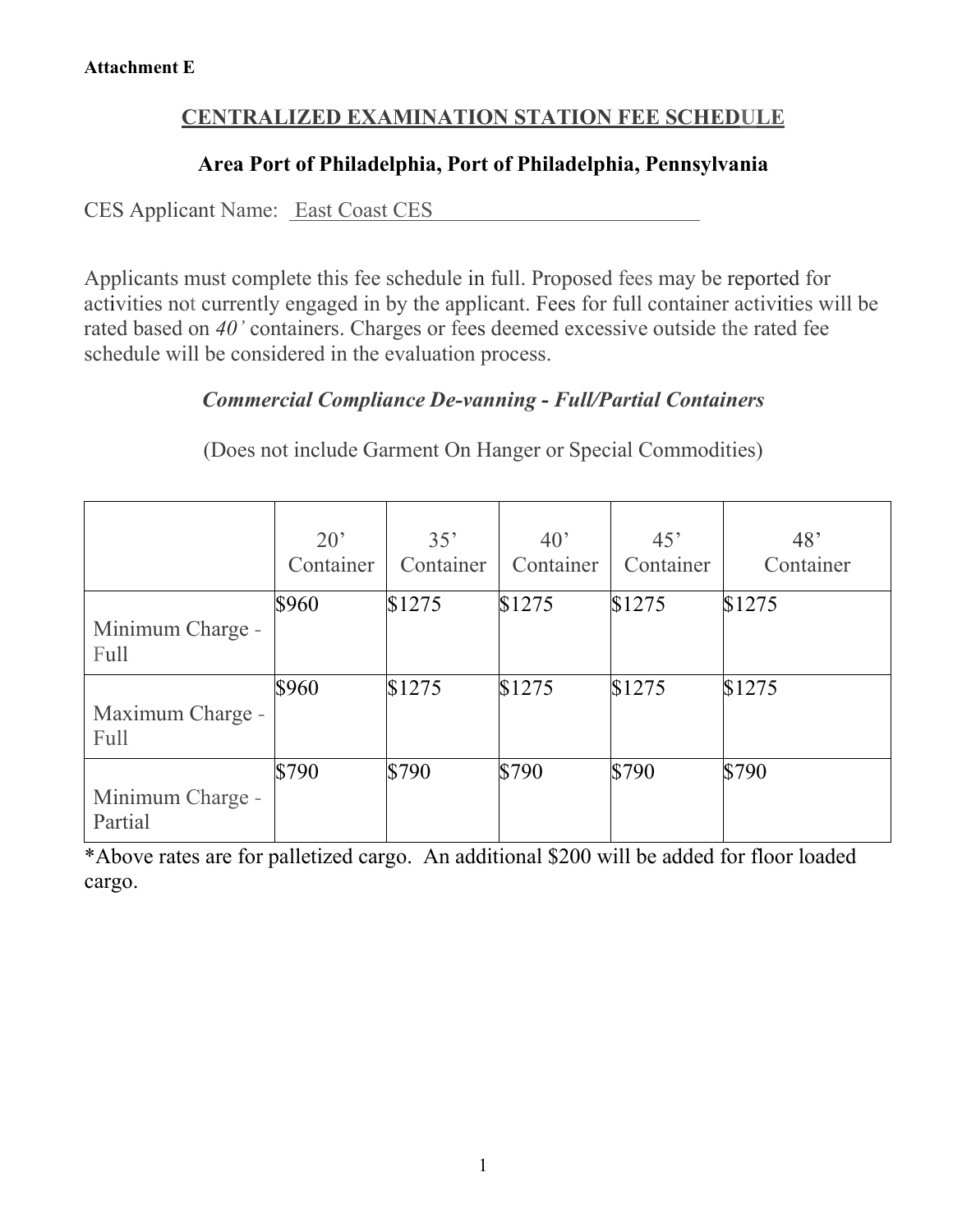**Attachment E**

## CENTRALIZED EXAMINATION STATION FEE SCHEDULE

### Area Port of Philadelphia, Port of Philadelphia, Pennsylvania

CES Applicant Name: East Coast CES

Applicants must complete this fee schedule in full. Proposed fees may be reported for activities not currently engaged in by the applicant. Fees for full container activities will be rated based on *40'* containers. Charges or fees deemed excessive outside the rated fee schedule will be considered in the evaluation process.

### *Commercial Compliance De-vanning - Full/Partial Containers*

(Does not include Garment On Hanger or Special Commodities)

| | 20' Container | 35' Container | 40' Container | 45' Container | 48' Container |
|---|---|---|---|---|---|
| Minimum Charge - Full | $960 | $1275 | $1275 | $1275 | $1275 |
| Maximum Charge - Full | $960 | $1275 | $1275 | $1275 | $1275 |
| Minimum Charge - Partial | $790 | $790 | $790 | $790 | $790 |

*Above rates are for palletized cargo. An additional $200 will be added for floor loaded cargo.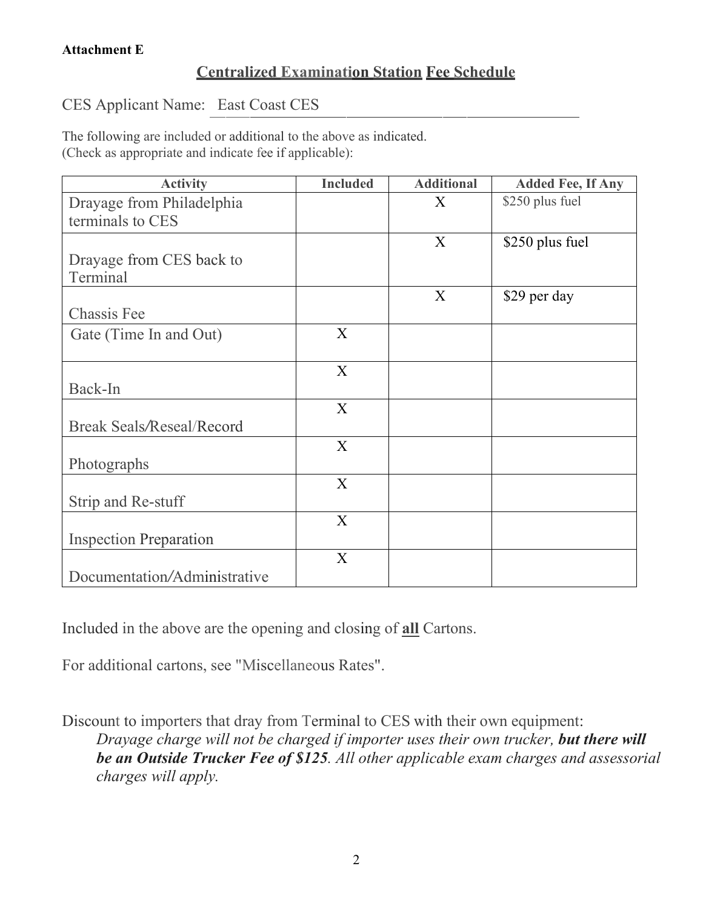**Attachment E**

## Centralized Examination Station Fee Schedule

CES Applicant Name: East Coast CES

The following are included or additional to the above as indicated.
(Check as appropriate and indicate fee if applicable):

| Activity | Included | Additional | Added Fee, If Any |
|---|---|---|---|
| Drayage from Philadelphia terminals to CES | | X | $250 plus fuel |
| Drayage from CES back to Terminal | | X | $250 plus fuel |
| Chassis Fee | | X | $29 per day |
| Gate (Time In and Out) | X | | |
| Back-In | X | | |
| Break Seals/Reseal/Record | X | | |
| Photographs | X | | |
| Strip and Re-stuff | X | | |
| Inspection Preparation | X | | |
| Documentation/Administrative | X | | |

Included in the above are the opening and closing of **all** Cartons.

For additional cartons, see "Miscellaneous Rates".

Discount to importers that dray from Terminal to CES with their own equipment:

*Drayage charge will not be charged if importer uses their own trucker, **but there will be an Outside Trucker Fee of $125**. All other applicable exam charges and assessorial charges will apply.*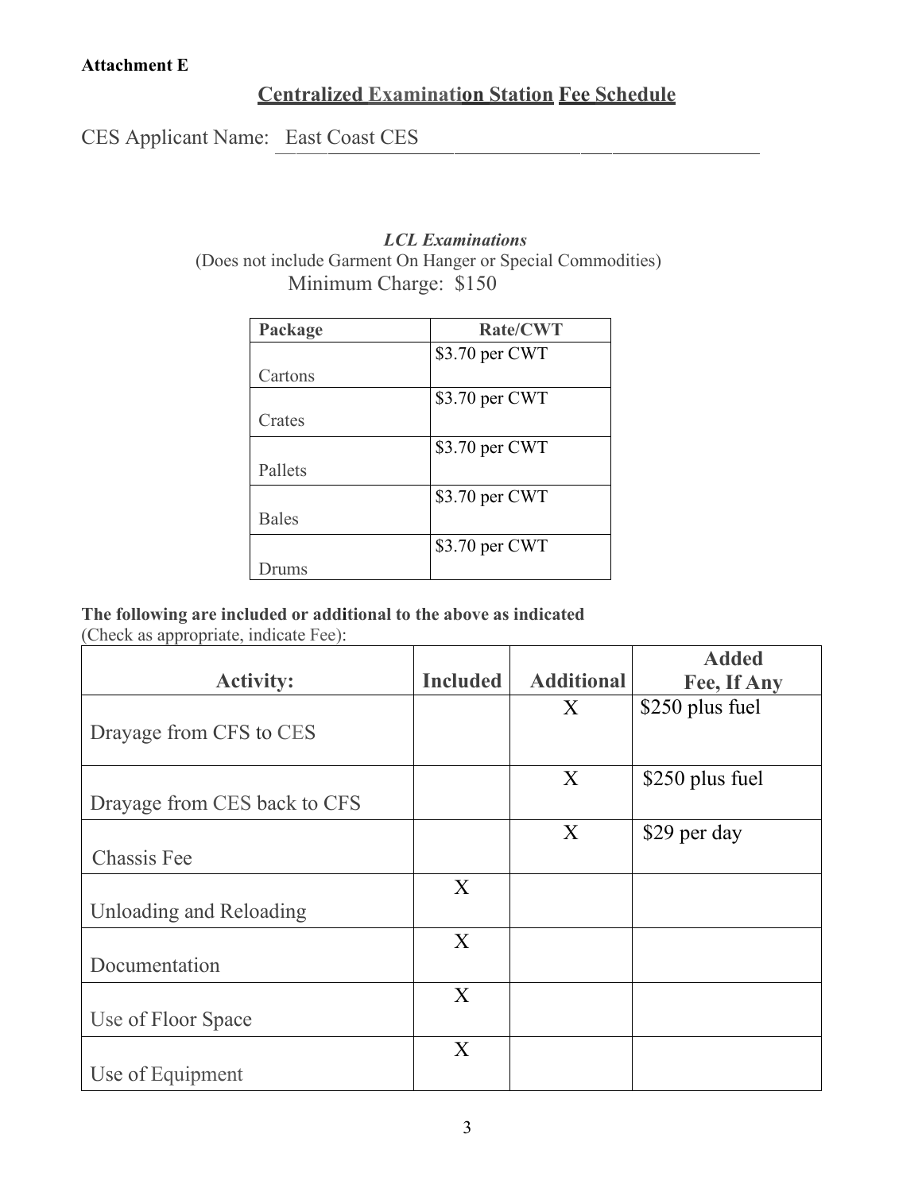**Attachment E**

## Centralized Examination Station Fee Schedule

CES Applicant Name: East Coast CES

***LCL Examinations***

(Does not include Garment On Hanger or Special Commodities)

Minimum Charge: $150

| Package | Rate/CWT |
|---|---|
| Cartons | $3.70 per CWT |
| Crates | $3.70 per CWT |
| Pallets | $3.70 per CWT |
| Bales | $3.70 per CWT |
| Drums | $3.70 per CWT |

**The following are included or additional to the above as indicated**
(Check as appropriate, indicate Fee):

| Activity: | Included | Additional | Added Fee, If Any |
|---|---|---|---|
| Drayage from CFS to CES | | X | $250 plus fuel |
| Drayage from CES back to CFS | | X | $250 plus fuel |
| Chassis Fee | | X | $29 per day |
| Unloading and Reloading | X | | |
| Documentation | X | | |
| Use of Floor Space | X | | |
| Use of Equipment | X | | |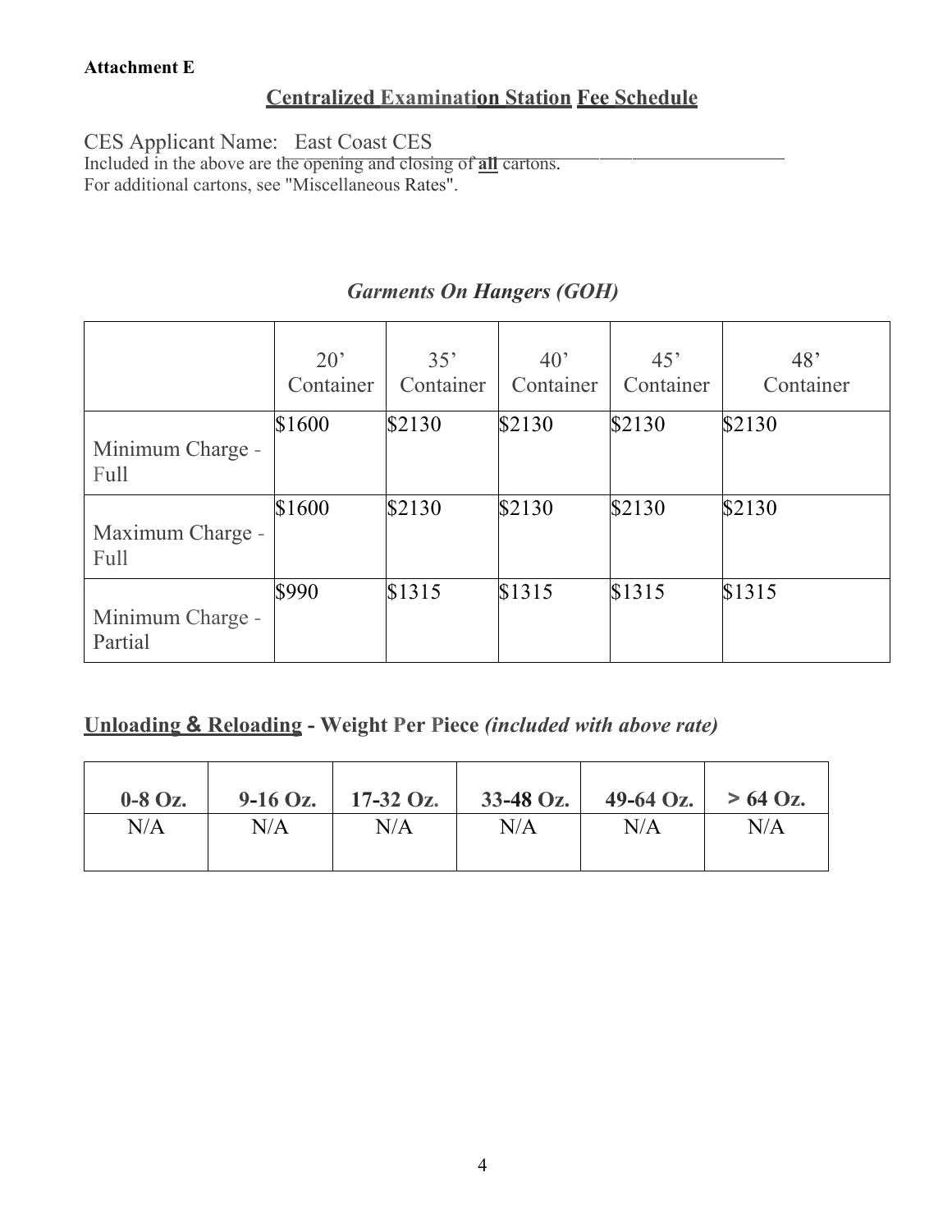**Attachment E**

## Centralized Examination Station Fee Schedule

CES Applicant Name: East Coast CES

Included in the above are the opening and closing of **all** cartons.
For additional cartons, see "Miscellaneous Rates".

### *Garments On Hangers (GOH)*

| | 20' Container | 35' Container | 40' Container | 45' Container | 48' Container |
|---|---|---|---|---|---|
| Minimum Charge - Full | $1600 | $2130 | $2130 | $2130 | $2130 |
| Maximum Charge - Full | $1600 | $2130 | $2130 | $2130 | $2130 |
| Minimum Charge - Partial | $990 | $1315 | $1315 | $1315 | $1315 |

### Unloading & Reloading - Weight Per Piece *(included with above rate)*

| 0-8 Oz. | 9-16 Oz. | 17-32 Oz. | 33-48 Oz. | 49-64 Oz. | > 64 Oz. |
|---|---|---|---|---|---|
| N/A | N/A | N/A | N/A | N/A | N/A |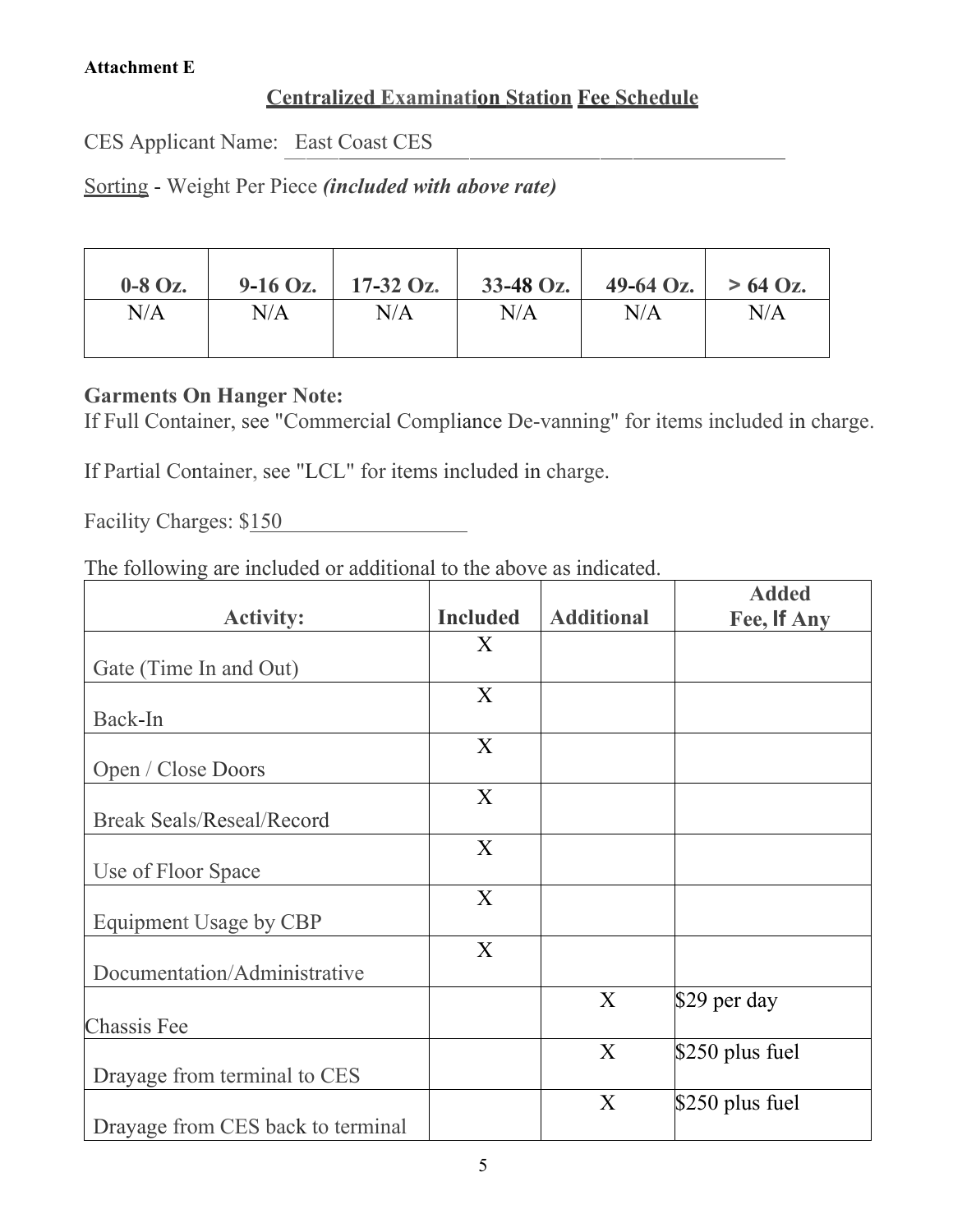**Attachment E**

## Centralized Examination Station Fee Schedule

CES Applicant Name: East Coast CES

Sorting - Weight Per Piece ***(included with above rate)***

| 0-8 Oz. | 9-16 Oz. | 17-32 Oz. | 33-48 Oz. | 49-64 Oz. | > 64 Oz. |
|---|---|---|---|---|---|
| N/A | N/A | N/A | N/A | N/A | N/A |

**Garments On Hanger Note:**
If Full Container, see "Commercial Compliance De-vanning" for items included in charge.

If Partial Container, see "LCL" for items included in charge.

Facility Charges: $150

The following are included or additional to the above as indicated.

| Activity: | Included | Additional | Added Fee, If Any |
|---|---|---|---|
| Gate (Time In and Out) | X | | |
| Back-In | X | | |
| Open / Close Doors | X | | |
| Break Seals/Reseal/Record | X | | |
| Use of Floor Space | X | | |
| Equipment Usage by CBP | X | | |
| Documentation/Administrative | X | | |
| Chassis Fee | | X | $29 per day |
| Drayage from terminal to CES | | X | $250 plus fuel |
| Drayage from CES back to terminal | | X | $250 plus fuel |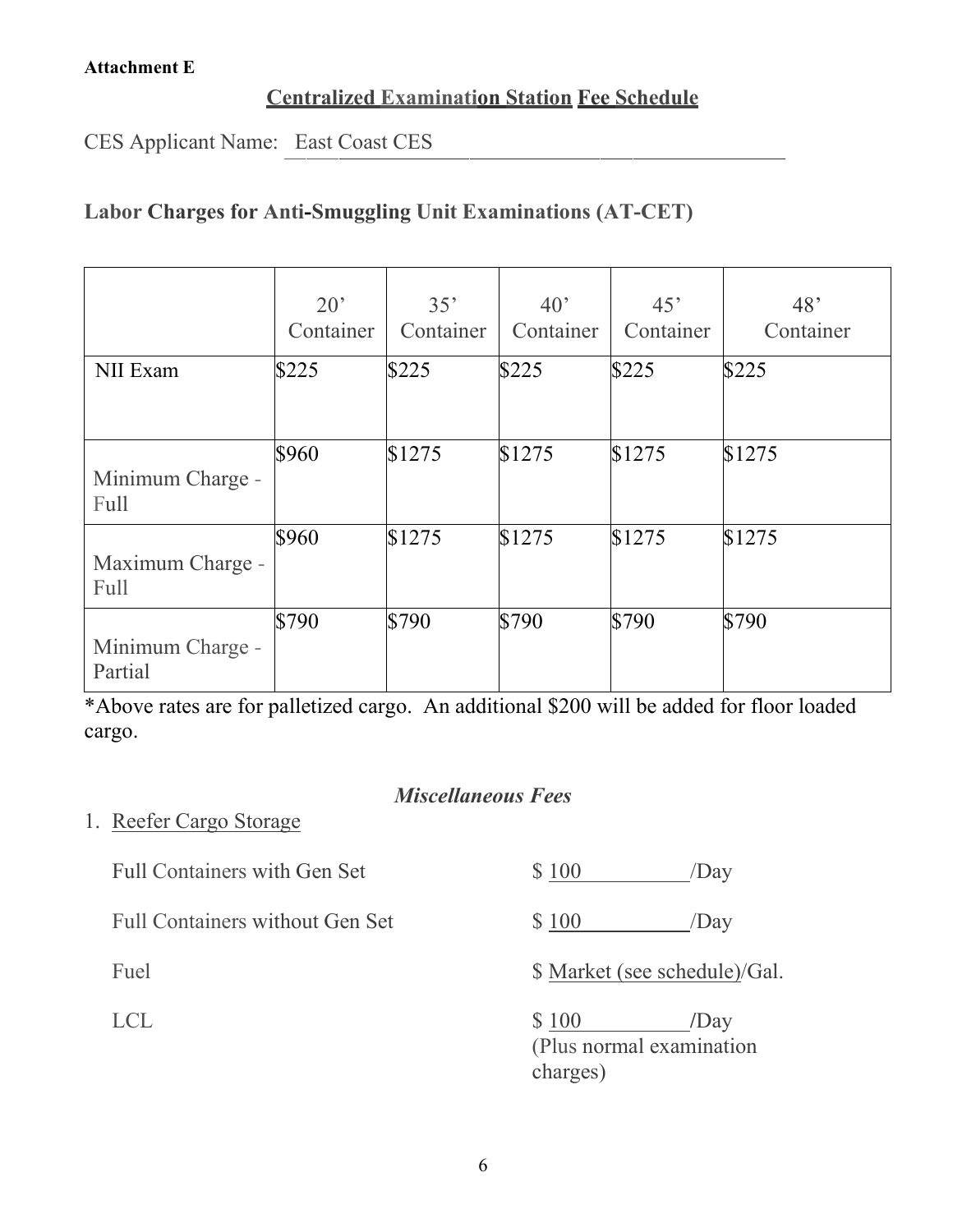**Attachment E**

## Centralized Examination Station Fee Schedule

CES Applicant Name: East Coast CES

### Labor Charges for Anti-Smuggling Unit Examinations (AT-CET)

| | 20' Container | 35' Container | 40' Container | 45' Container | 48' Container |
|---|---|---|---|---|---|
| NII Exam | $225 | $225 | $225 | $225 | $225 |
| Minimum Charge - Full | $960 | $1275 | $1275 | $1275 | $1275 |
| Maximum Charge - Full | $960 | $1275 | $1275 | $1275 | $1275 |
| Minimum Charge - Partial | $790 | $790 | $790 | $790 | $790 |

*Above rates are for palletized cargo. An additional $200 will be added for floor loaded cargo.

### *Miscellaneous Fees*

1. Reefer Cargo Storage

| | |
|---|---|
| Full Containers with Gen Set | $ 100 /Day |
| Full Containers without Gen Set | $ 100 /Day |
| Fuel | $ Market (see schedule)/Gal. |
| LCL | $ 100 /Day (Plus normal examination charges) |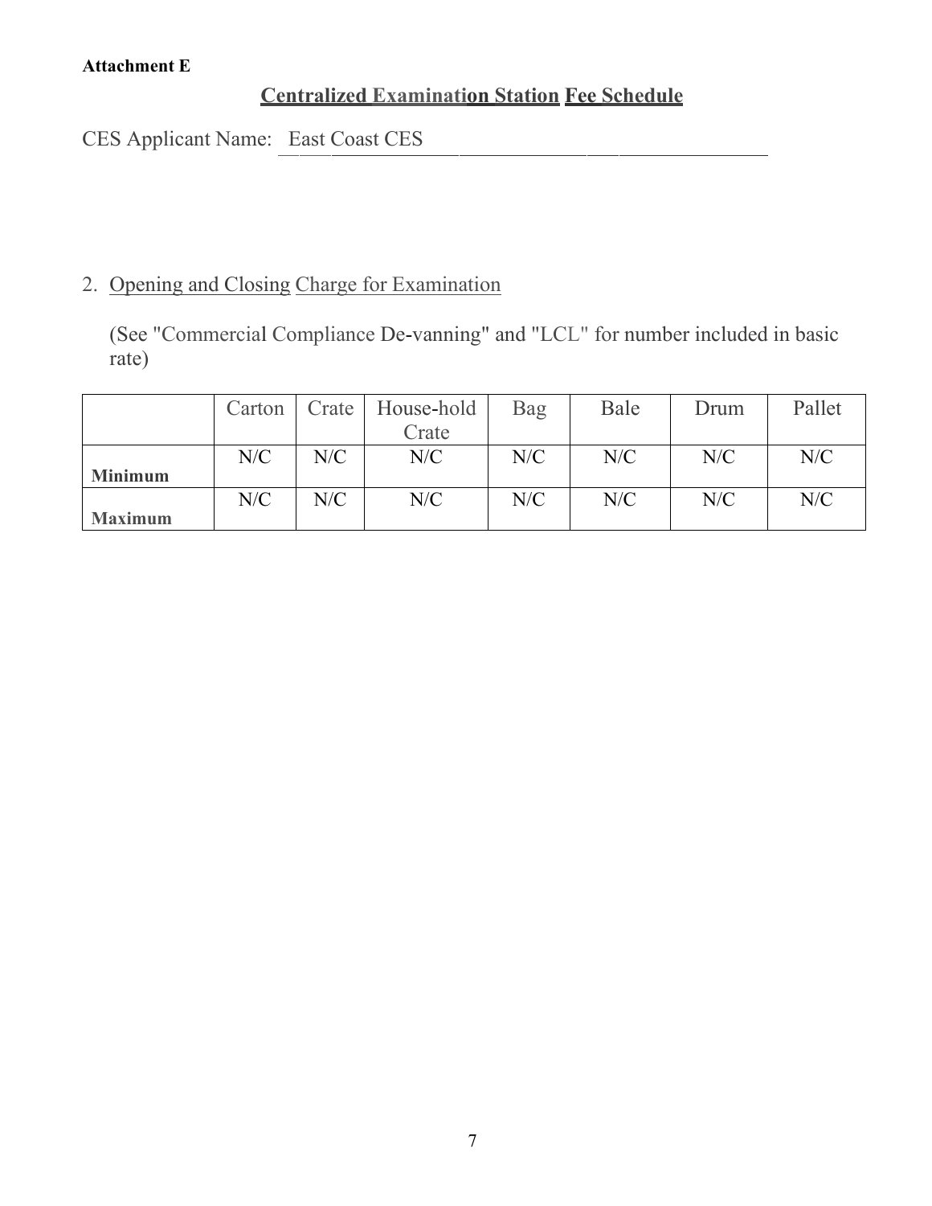**Attachment E**

## Centralized Examination Station Fee Schedule

CES Applicant Name: East Coast CES

2. Opening and Closing Charge for Examination

   (See "Commercial Compliance De-vanning" and "LCL" for number included in basic rate)

| | Carton | Crate | House-hold Crate | Bag | Bale | Drum | Pallet |
|---|---|---|---|---|---|---|---|
| **Minimum** | N/C | N/C | N/C | N/C | N/C | N/C | N/C |
| **Maximum** | N/C | N/C | N/C | N/C | N/C | N/C | N/C |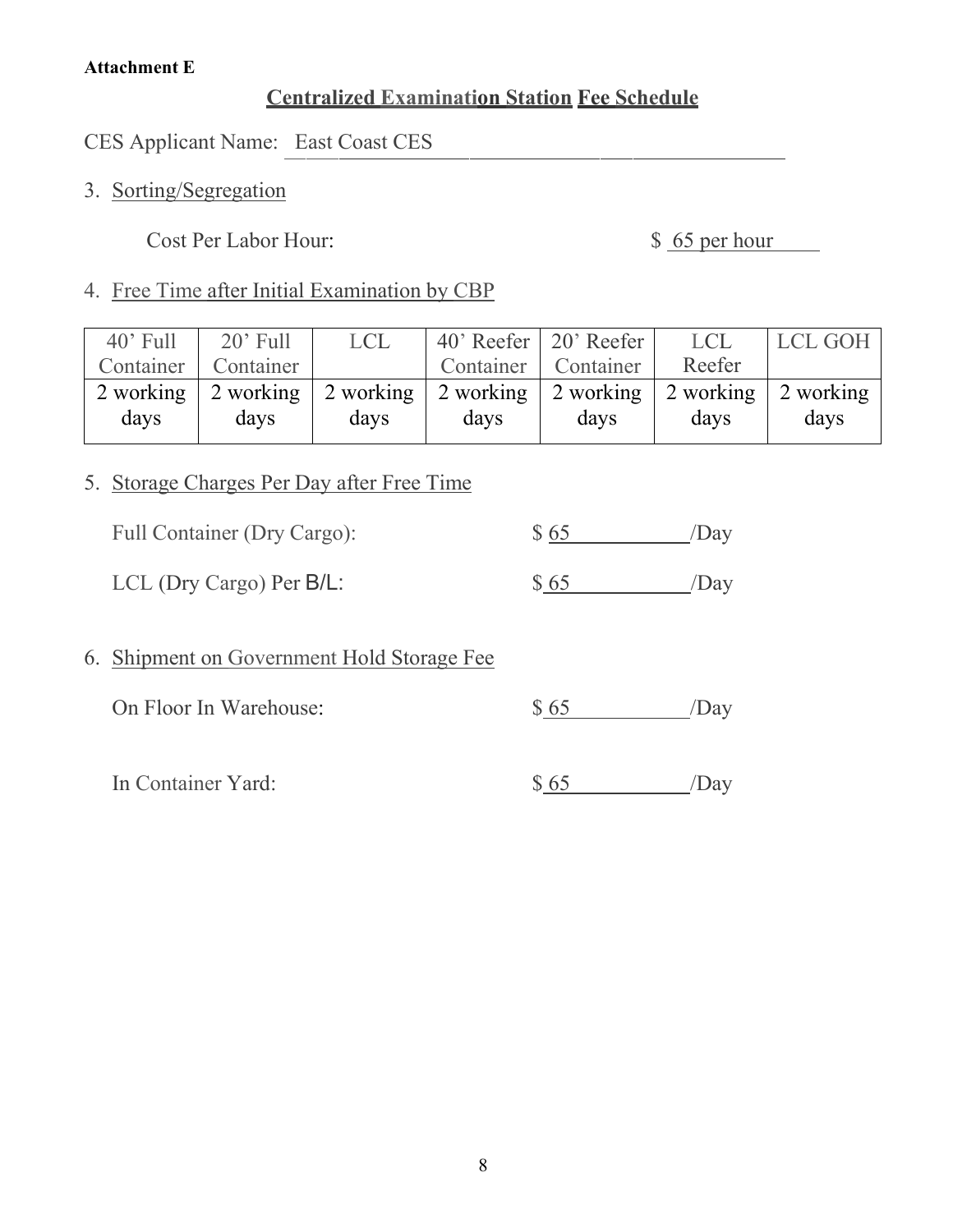**Attachment E**

## Centralized Examination Station Fee Schedule

CES Applicant Name: East Coast CES

3. Sorting/Segregation

   Cost Per Labor Hour: $ 65 per hour

4. Free Time after Initial Examination by CBP

| 40' Full Container | 20' Full Container | LCL | 40' Reefer Container | 20' Reefer Container | LCL Reefer | LCL GOH |
|---|---|---|---|---|---|---|
| 2 working days | 2 working days | 2 working days | 2 working days | 2 working days | 2 working days | 2 working days |

5. Storage Charges Per Day after Free Time

   Full Container (Dry Cargo): $ 65 /Day

   LCL (Dry Cargo) Per B/L: $ 65 /Day

6. Shipment on Government Hold Storage Fee

   On Floor In Warehouse: $ 65 /Day

   In Container Yard: $ 65 /Day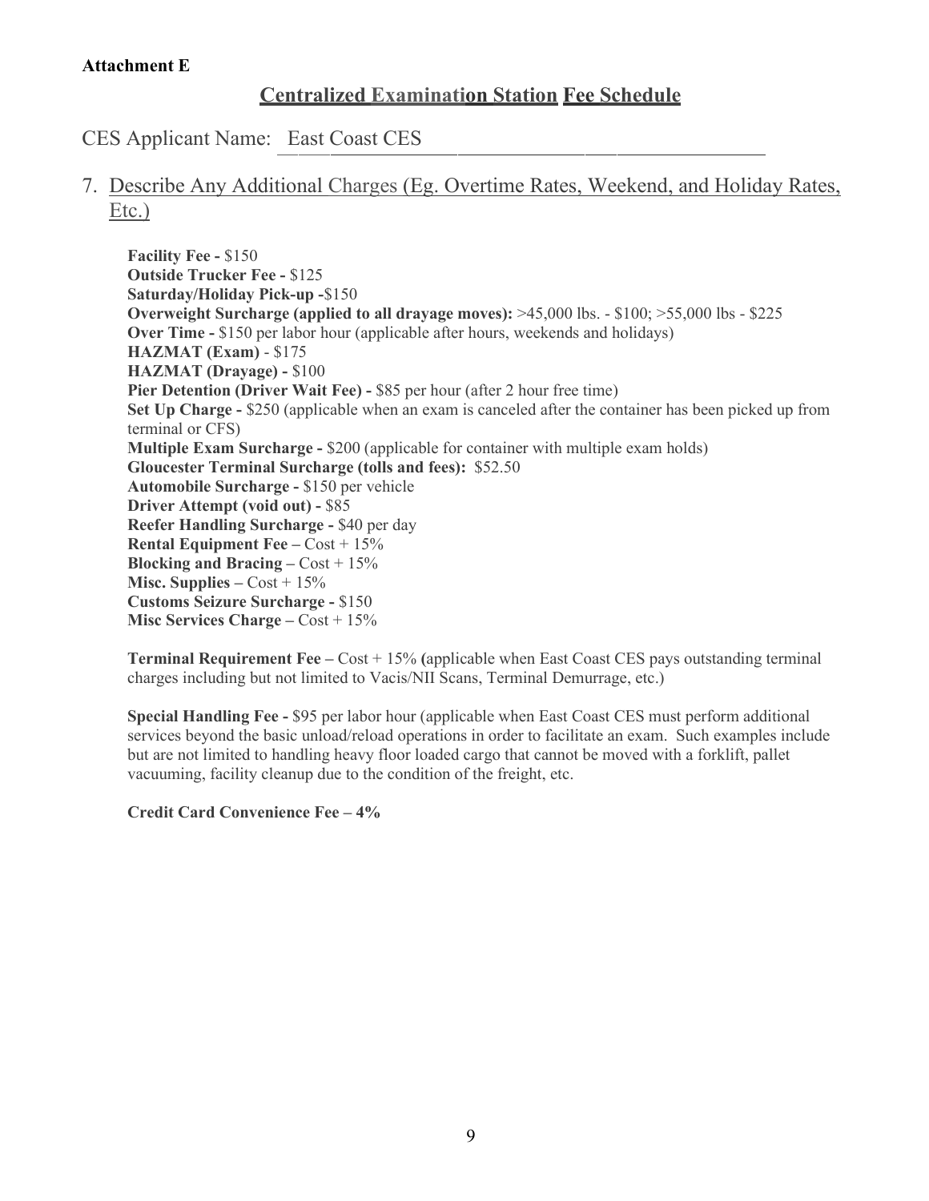**Attachment E**

## Centralized Examination Station Fee Schedule

CES Applicant Name: East Coast CES

7. Describe Any Additional Charges (Eg. Overtime Rates, Weekend, and Holiday Rates, Etc.)

**Facility Fee -** $150
**Outside Trucker Fee -** $125
**Saturday/Holiday Pick-up -**$150
**Overweight Surcharge (applied to all drayage moves):** >45,000 lbs. - $100; >55,000 lbs - $225
**Over Time -** $150 per labor hour (applicable after hours, weekends and holidays)
**HAZMAT (Exam)** - $175
**HAZMAT (Drayage) -** $100
**Pier Detention (Driver Wait Fee) -** $85 per hour (after 2 hour free time)
**Set Up Charge -** $250 (applicable when an exam is canceled after the container has been picked up from terminal or CFS)
**Multiple Exam Surcharge -** $200 (applicable for container with multiple exam holds)
**Gloucester Terminal Surcharge (tolls and fees):** $52.50
**Automobile Surcharge -** $150 per vehicle
**Driver Attempt (void out) -** $85
**Reefer Handling Surcharge -** $40 per day
**Rental Equipment Fee –** Cost + 15%
**Blocking and Bracing –** Cost + 15%
**Misc. Supplies –** Cost + 15%
**Customs Seizure Surcharge -** $150
**Misc Services Charge –** Cost + 15%

**Terminal Requirement Fee –** Cost + 15% **(**applicable when East Coast CES pays outstanding terminal charges including but not limited to Vacis/NII Scans, Terminal Demurrage, etc.)

**Special Handling Fee -** $95 per labor hour (applicable when East Coast CES must perform additional services beyond the basic unload/reload operations in order to facilitate an exam. Such examples include but are not limited to handling heavy floor loaded cargo that cannot be moved with a forklift, pallet vacuuming, facility cleanup due to the condition of the freight, etc.

**Credit Card Convenience Fee – 4%**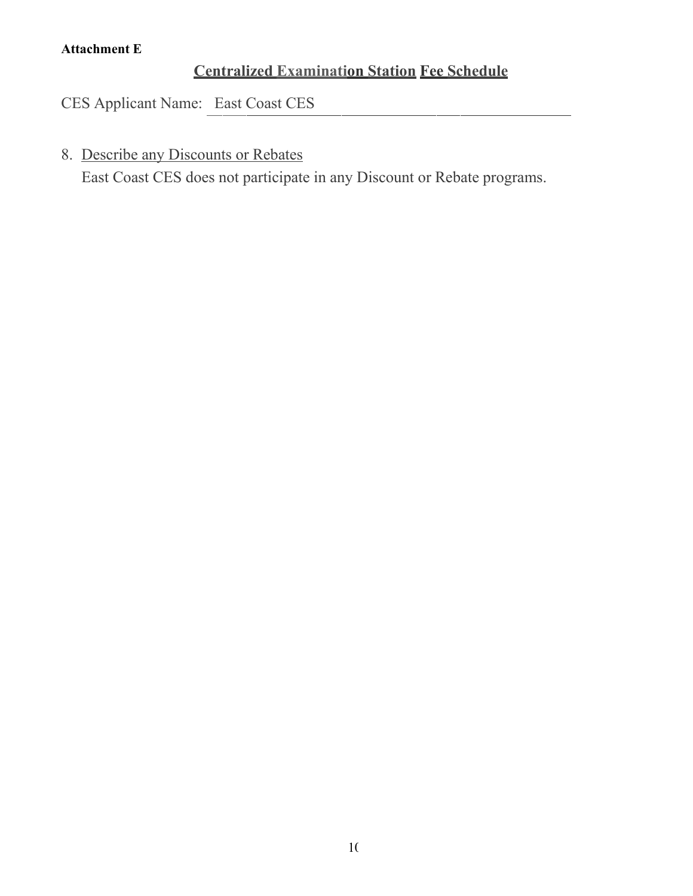**Attachment E**

## Centralized Examination Station Fee Schedule

CES Applicant Name: East Coast CES

8. Describe any Discounts or Rebates
   East Coast CES does not participate in any Discount or Rebate programs.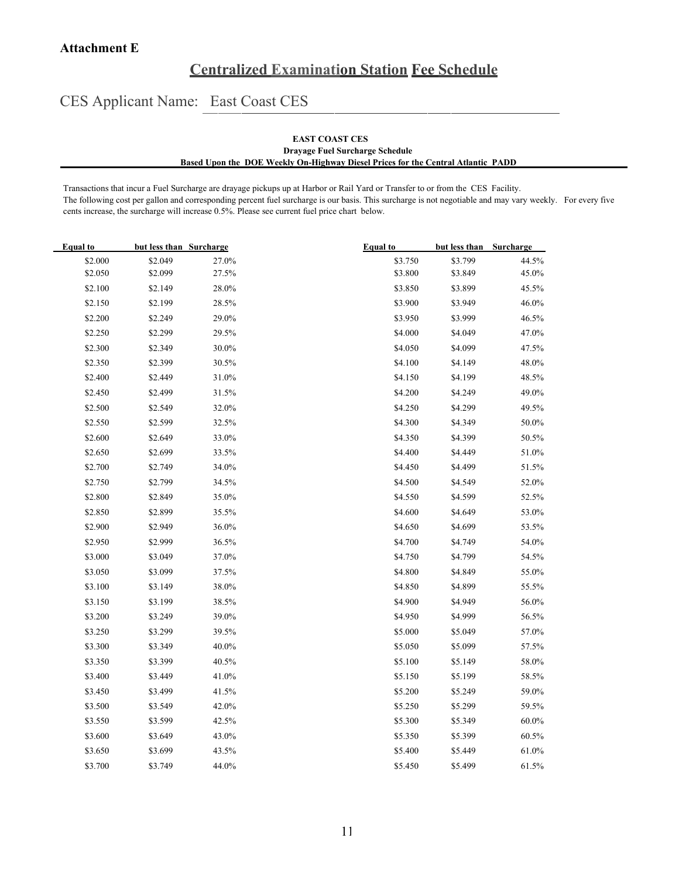**Attachment E**

## Centralized Examination Station Fee Schedule

CES Applicant Name: East Coast CES

**EAST COAST CES**
**Drayage Fuel Surcharge Schedule**
**Based Upon the DOE Weekly On-Highway Diesel Prices for the Central Atlantic PADD**

Transactions that incur a Fuel Surcharge are drayage pickups up at Harbor or Rail Yard or Transfer to or from the CES Facility.
The following cost per gallon and corresponding percent fuel surcharge is our basis. This surcharge is not negotiable and may vary weekly. For every five cents increase, the surcharge will increase 0.5%. Please see current fuel price chart below.

| Equal to | but less than | Surcharge |
|---|---|---|
| $2.000 | $2.049 | 27.0% |
| $2.050 | $2.099 | 27.5% |
| $2.100 | $2.149 | 28.0% |
| $2.150 | $2.199 | 28.5% |
| $2.200 | $2.249 | 29.0% |
| $2.250 | $2.299 | 29.5% |
| $2.300 | $2.349 | 30.0% |
| $2.350 | $2.399 | 30.5% |
| $2.400 | $2.449 | 31.0% |
| $2.450 | $2.499 | 31.5% |
| $2.500 | $2.549 | 32.0% |
| $2.550 | $2.599 | 32.5% |
| $2.600 | $2.649 | 33.0% |
| $2.650 | $2.699 | 33.5% |
| $2.700 | $2.749 | 34.0% |
| $2.750 | $2.799 | 34.5% |
| $2.800 | $2.849 | 35.0% |
| $2.850 | $2.899 | 35.5% |
| $2.900 | $2.949 | 36.0% |
| $2.950 | $2.999 | 36.5% |
| $3.000 | $3.049 | 37.0% |
| $3.050 | $3.099 | 37.5% |
| $3.100 | $3.149 | 38.0% |
| $3.150 | $3.199 | 38.5% |
| $3.200 | $3.249 | 39.0% |
| $3.250 | $3.299 | 39.5% |
| $3.300 | $3.349 | 40.0% |
| $3.350 | $3.399 | 40.5% |
| $3.400 | $3.449 | 41.0% |
| $3.450 | $3.499 | 41.5% |
| $3.500 | $3.549 | 42.0% |
| $3.550 | $3.599 | 42.5% |
| $3.600 | $3.649 | 43.0% |
| $3.650 | $3.699 | 43.5% |
| $3.700 | $3.749 | 44.0% |

| Equal to | but less than | Surcharge |
|---|---|---|
| $3.750 | $3.799 | 44.5% |
| $3.800 | $3.849 | 45.0% |
| $3.850 | $3.899 | 45.5% |
| $3.900 | $3.949 | 46.0% |
| $3.950 | $3.999 | 46.5% |
| $4.000 | $4.049 | 47.0% |
| $4.050 | $4.099 | 47.5% |
| $4.100 | $4.149 | 48.0% |
| $4.150 | $4.199 | 48.5% |
| $4.200 | $4.249 | 49.0% |
| $4.250 | $4.299 | 49.5% |
| $4.300 | $4.349 | 50.0% |
| $4.350 | $4.399 | 50.5% |
| $4.400 | $4.449 | 51.0% |
| $4.450 | $4.499 | 51.5% |
| $4.500 | $4.549 | 52.0% |
| $4.550 | $4.599 | 52.5% |
| $4.600 | $4.649 | 53.0% |
| $4.650 | $4.699 | 53.5% |
| $4.700 | $4.749 | 54.0% |
| $4.750 | $4.799 | 54.5% |
| $4.800 | $4.849 | 55.0% |
| $4.850 | $4.899 | 55.5% |
| $4.900 | $4.949 | 56.0% |
| $4.950 | $4.999 | 56.5% |
| $5.000 | $5.049 | 57.0% |
| $5.050 | $5.099 | 57.5% |
| $5.100 | $5.149 | 58.0% |
| $5.150 | $5.199 | 58.5% |
| $5.200 | $5.249 | 59.0% |
| $5.250 | $5.299 | 59.5% |
| $5.300 | $5.349 | 60.0% |
| $5.350 | $5.399 | 60.5% |
| $5.400 | $5.449 | 61.0% |
| $5.450 | $5.499 | 61.5% |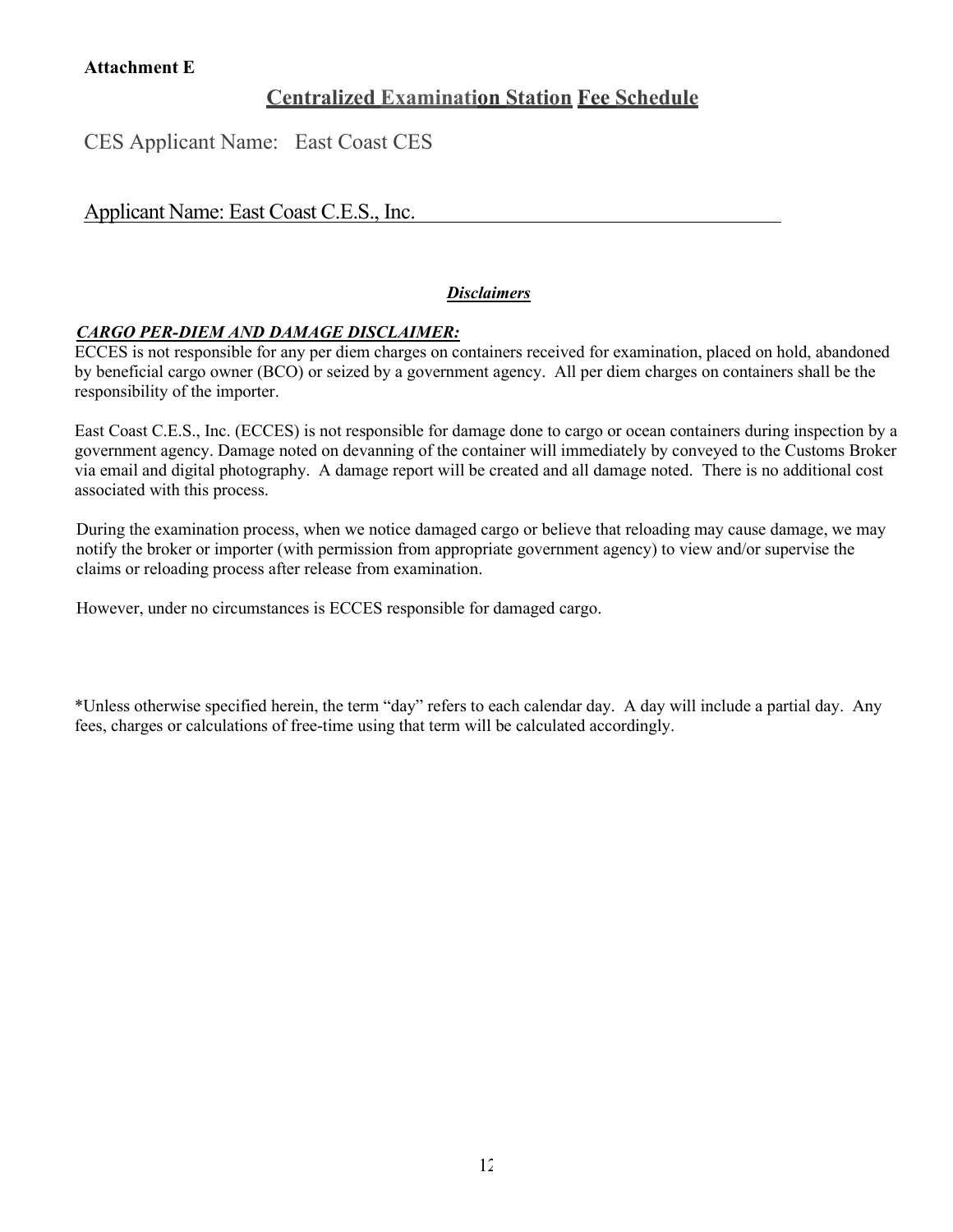**Attachment E**

# Centralized Examination Station Fee Schedule

CES Applicant Name: East Coast CES

Applicant Name: East Coast C.E.S., Inc.

### *Disclaimers*

***CARGO PER-DIEM AND DAMAGE DISCLAIMER:***

ECCES is not responsible for any per diem charges on containers received for examination, placed on hold, abandoned by beneficial cargo owner (BCO) or seized by a government agency. All per diem charges on containers shall be the responsibility of the importer.

East Coast C.E.S., Inc. (ECCES) is not responsible for damage done to cargo or ocean containers during inspection by a government agency. Damage noted on devanning of the container will immediately by conveyed to the Customs Broker via email and digital photography. A damage report will be created and all damage noted. There is no additional cost associated with this process.

During the examination process, when we notice damaged cargo or believe that reloading may cause damage, we may notify the broker or importer (with permission from appropriate government agency) to view and/or supervise the claims or reloading process after release from examination.

However, under no circumstances is ECCES responsible for damaged cargo.

*Unless otherwise specified herein, the term "day" refers to each calendar day. A day will include a partial day. Any fees, charges or calculations of free-time using that term will be calculated accordingly.